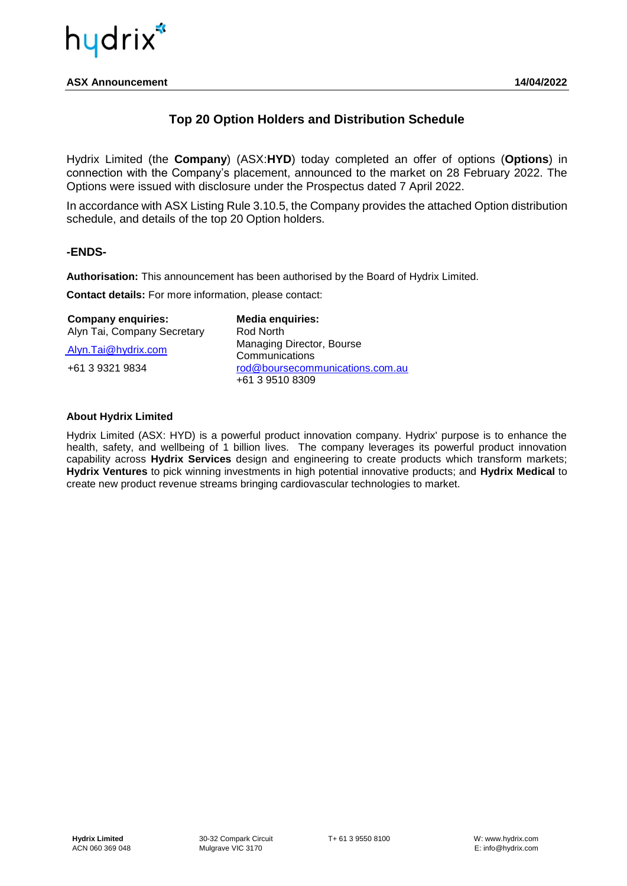**ASX Announcement** **14/04/2022**

# Top 20 Option Holders and Distribution Schedule

Hydrix Limited (the **Company**) (ASX:**HYD**) today completed an offer of options (**Options**) in connection with the Company's placement, announced to the market on 28 February 2022. The Options were issued with disclosure under the Prospectus dated 7 April 2022.

In accordance with ASX Listing Rule 3.10.5, the Company provides the attached Option distribution schedule, and details of the top 20 Option holders.

**-ENDS-**

**Authorisation:** This announcement has been authorised by the Board of Hydrix Limited.

**Contact details:** For more information, please contact:

| **Company enquiries:** | **Media enquiries:** |
|---|---|
| Alyn Tai, Company Secretary | Rod North |
| Alyn.Tai@hydrix.com | Managing Director, Bourse Communications |
| +61 3 9321 9834 | rod@boursecommunications.com.au |
| | +61 3 9510 8309 |

**About Hydrix Limited**

Hydrix Limited (ASX: HYD) is a powerful product innovation company. Hydrix' purpose is to enhance the health, safety, and wellbeing of 1 billion lives. The company leverages its powerful product innovation capability across **Hydrix Services** design and engineering to create products which transform markets; **Hydrix Ventures** to pick winning investments in high potential innovative products; and **Hydrix Medical** to create new product revenue streams bringing cardiovascular technologies to market.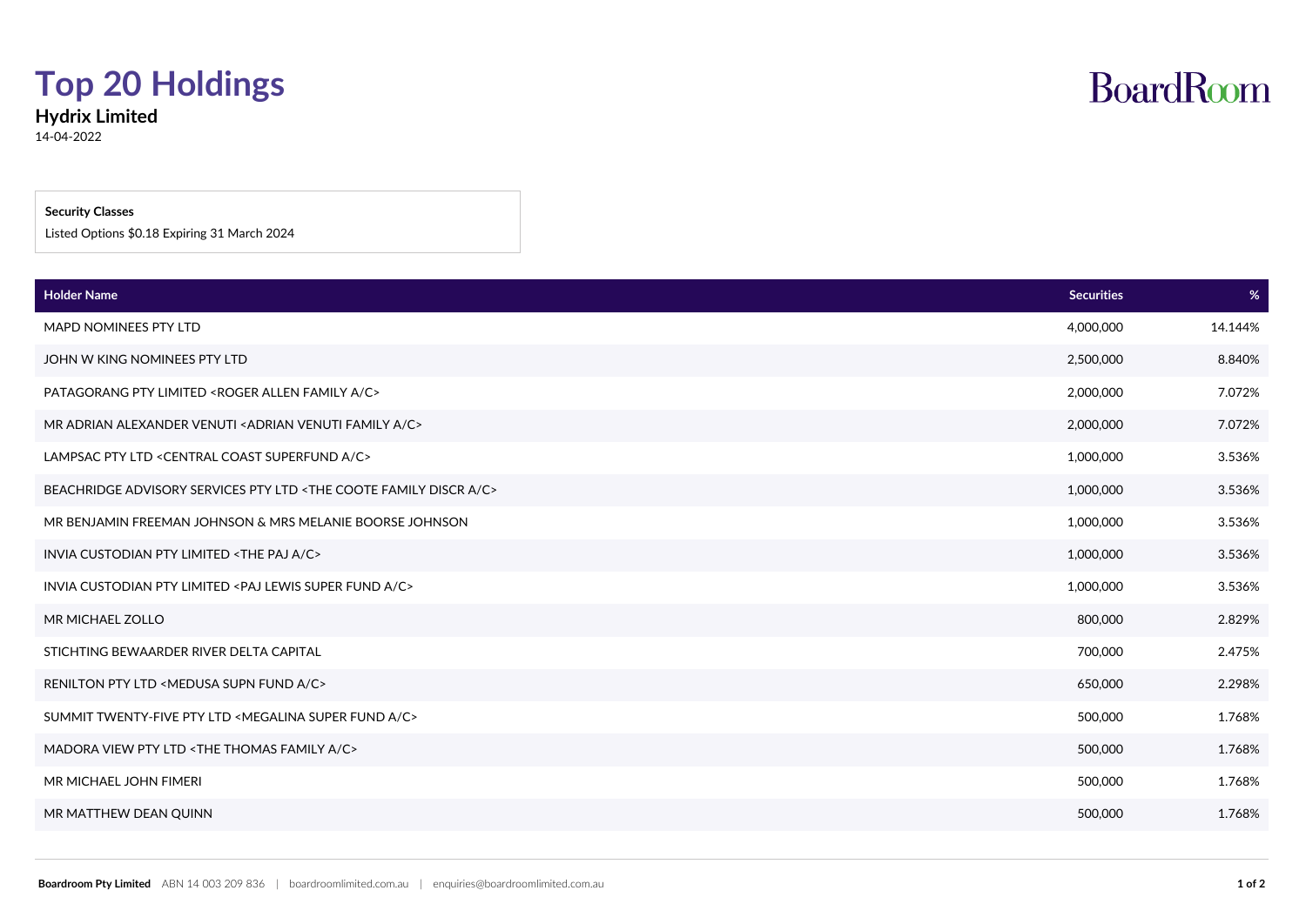# Top 20 Holdings

**Hydrix Limited**

14-04-2022

**Security Classes**

Listed Options $0.18 Expiring 31 March 2024

| Holder Name | Securities | % |
|---|---|---|
| MAPD NOMINEES PTY LTD | 4,000,000 | 14.144% |
| JOHN W KING NOMINEES PTY LTD | 2,500,000 | 8.840% |
| PATAGORANG PTY LIMITED <ROGER ALLEN FAMILY A/C> | 2,000,000 | 7.072% |
| MR ADRIAN ALEXANDER VENUTI <ADRIAN VENUTI FAMILY A/C> | 2,000,000 | 7.072% |
| LAMPSAC PTY LTD <CENTRAL COAST SUPERFUND A/C> | 1,000,000 | 3.536% |
| BEACHRIDGE ADVISORY SERVICES PTY LTD <THE COOTE FAMILY DISCR A/C> | 1,000,000 | 3.536% |
| MR BENJAMIN FREEMAN JOHNSON & MRS MELANIE BOORSE JOHNSON | 1,000,000 | 3.536% |
| INVIA CUSTODIAN PTY LIMITED <THE PAJ A/C> | 1,000,000 | 3.536% |
| INVIA CUSTODIAN PTY LIMITED <PAJ LEWIS SUPER FUND A/C> | 1,000,000 | 3.536% |
| MR MICHAEL ZOLLO | 800,000 | 2.829% |
| STICHTING BEWAARDER RIVER DELTA CAPITAL | 700,000 | 2.475% |
| RENILTON PTY LTD <MEDUSA SUPN FUND A/C> | 650,000 | 2.298% |
| SUMMIT TWENTY-FIVE PTY LTD <MEGALINA SUPER FUND A/C> | 500,000 | 1.768% |
| MADORA VIEW PTY LTD <THE THOMAS FAMILY A/C> | 500,000 | 1.768% |
| MR MICHAEL JOHN FIMERI | 500,000 | 1.768% |
| MR MATTHEW DEAN QUINN | 500,000 | 1.768% |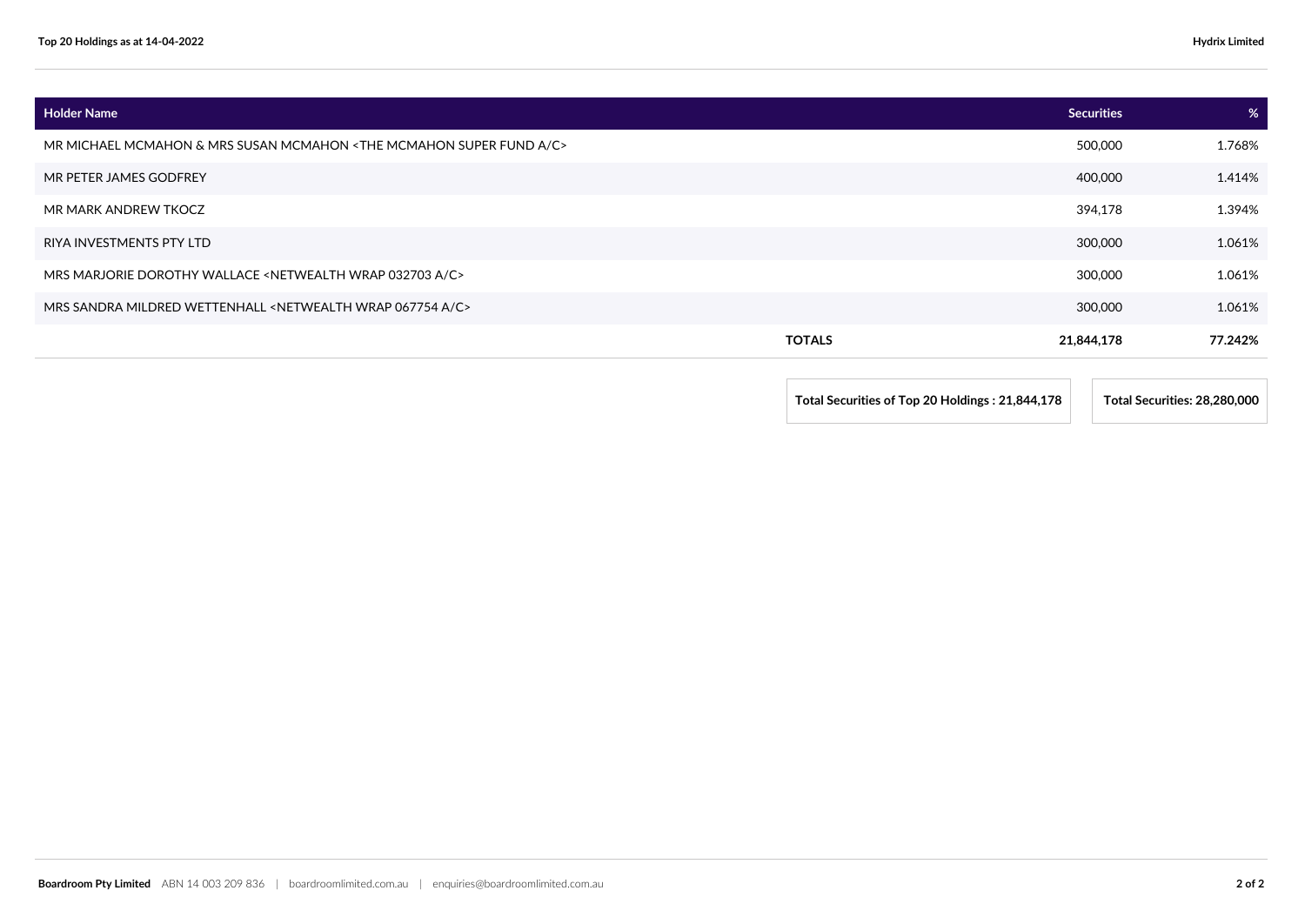| Holder Name | Securities | % |
|---|---|---|
| MR MICHAEL MCMAHON & MRS SUSAN MCMAHON <THE MCMAHON SUPER FUND A/C> | 500,000 | 1.768% |
| MR PETER JAMES GODFREY | 400,000 | 1.414% |
| MR MARK ANDREW TKOCZ | 394,178 | 1.394% |
| RIYA INVESTMENTS PTY LTD | 300,000 | 1.061% |
| MRS MARJORIE DOROTHY WALLACE <NETWEALTH WRAP 032703 A/C> | 300,000 | 1.061% |
| MRS SANDRA MILDRED WETTENHALL <NETWEALTH WRAP 067754 A/C> | 300,000 | 1.061% |
| **TOTALS** | **21,844,178** | **77.242%** |

**Total Securities of Top 20 Holdings : 21,844,178**

**Total Securities: 28,280,000**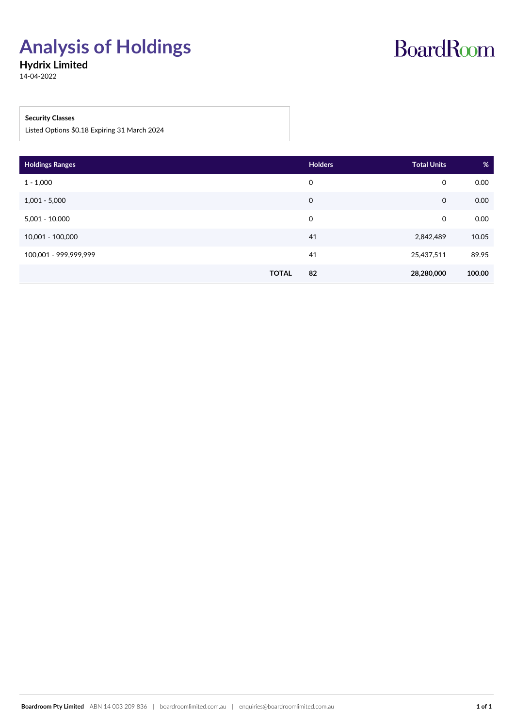# Analysis of Holdings

**Hydrix Limited**

14-04-2022

BoardRoom

**Security Classes**

Listed Options $0.18 Expiring 31 March 2024

| Holdings Ranges | Holders | Total Units | % |
|---|---|---|---|
| 1 - 1,000 | 0 | 0 | 0.00 |
| 1,001 - 5,000 | 0 | 0 | 0.00 |
| 5,001 - 10,000 | 0 | 0 | 0.00 |
| 10,001 - 100,000 | 41 | 2,842,489 | 10.05 |
| 100,001 - 999,999,999 | 41 | 25,437,511 | 89.95 |
| **TOTAL** | **82** | **28,280,000** | **100.00** |

**Boardroom Pty Limited** ABN 14 003 209 836 | boardroomlimited.com.au | enquiries@boardroomlimited.com.au